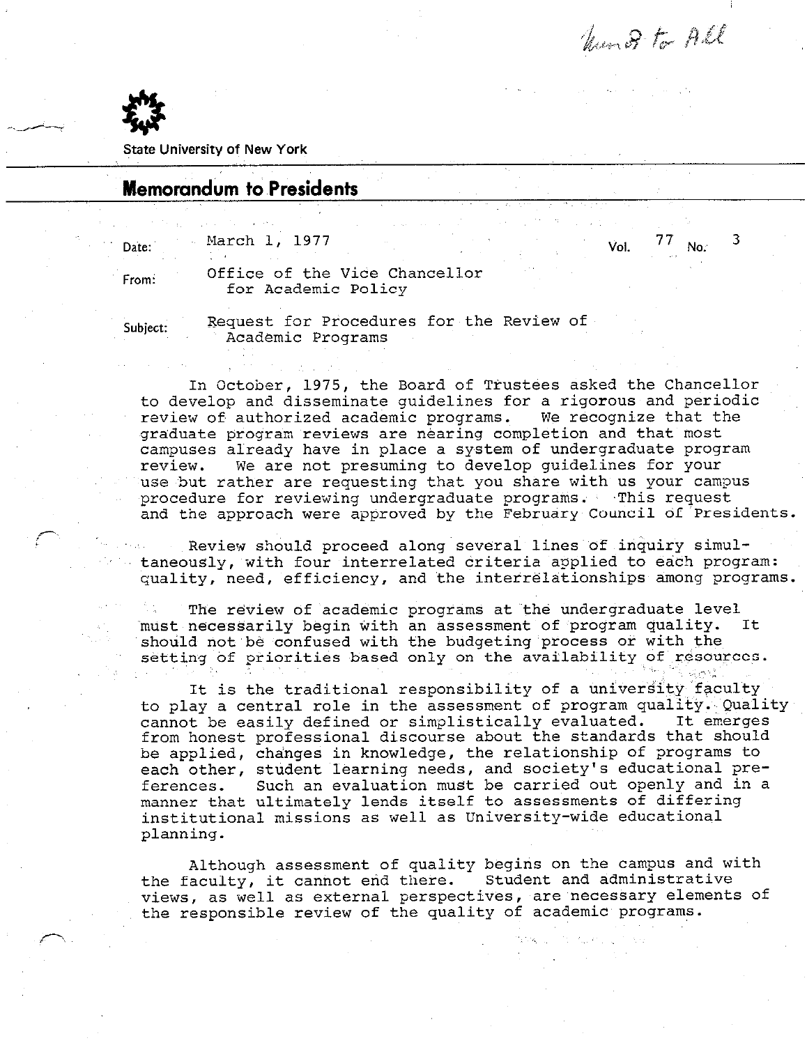State University of New York

# Memorandum to Presidents

Date: March 1, 1977

Vol. 77 No. 3

From: Office of the Vice Chancellor for Academic Policy

Subject: Request for Procedures for the Review of Academic Programs

In October, 1975, the Board of Trustees asked the Chancellor to develop and disseminate guidelines for a rigorous and periodic review of authorized academic programs. We recognize that the graduate program reviews are nearing completion and that most campuses already have in place a system of undergraduate program review. We are not presuming to develop guidelines for your use but rather are requesting that you share with us your campus procedure for reviewing undergraduate programs. This request and the approach were approved by the February Council of Presidents.

Review should proceed along several lines of inquiry simultaneously, with four interrelated criteria applied to each program: quality, need, efficiency, and the interrelationships among programs.

The review of academic programs at the undergraduate level must necessarily begin with an assessment of program quality. It should not be confused with the budgeting process or with the setting of priorities based only on the availability of resources.

It is the traditional responsibility of a university faculty to play a central role in the assessment of program quality. Quality cannot be easily defined or simplistically evaluated. It emerges from honest professional discourse about the standards that should be applied, changes in knowledge, the relationship of programs to each other, student learning needs, and society's educational preferences. Such an evaluation must be carried out openly and in a manner that ultimately lends itself to assessments of differing institutional missions as well as University-wide educational planning.

Although assessment of quality begins on the campus and with the faculty, it cannot end there. Student and administrative views, as well as external perspectives, are necessary elements of the responsible review of the quality of academic programs.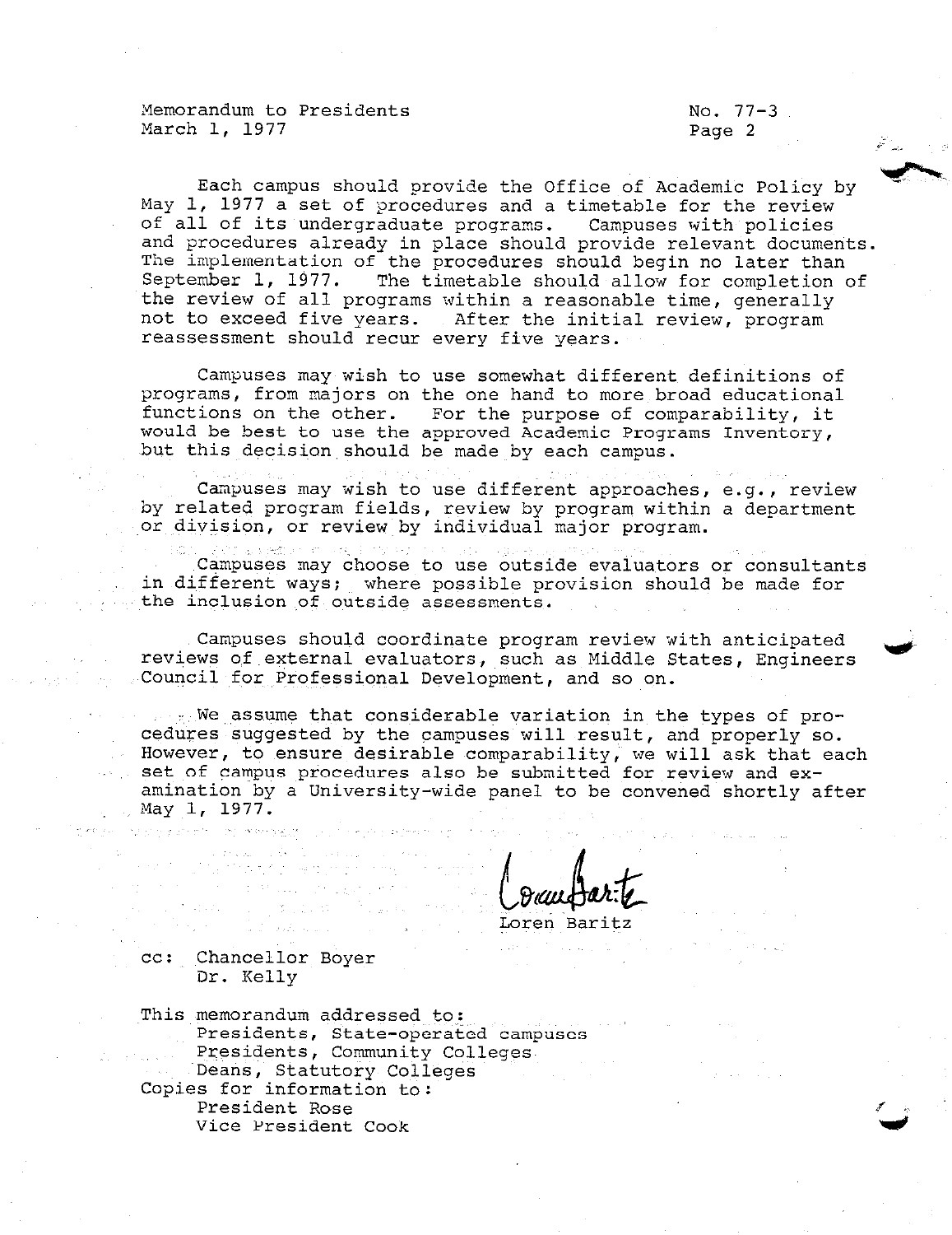Each campus should provide the Office of Academic Policy by May 1, 1977 a set of procedures and a timetable for the review of all of its undergraduate programs. Campuses with policies and procedures already in place should provide relevant documents. The implementation of the procedures should begin no later than September 1, 1977. The timetable should allow for completion of the review of all programs within a reasonable time, generally not to exceed five years. After the initial review, program reassessment should recur every five years.

Campuses may wish to use somewhat different definitions of programs, from majors on the one hand to more broad educational functions on the other. For the purpose of comparability, it would be best to use the approved Academic Programs Inventory, but this decision should be made by each campus.

Campuses may wish to use different approaches, e.g., review by related program fields, review by program within a department or division, or review by individual major program.

Campuses may choose to use outside evaluators or consultants in different ways; where possible provision should be made for the inclusion of outside assessments.

Campuses should coordinate program review with anticipated reviews of external evaluators, such as Middle States, Engineers Council for Professional Development, and so on.

We assume that considerable variation in the types of procedures suggested by the campuses will result, and properly so. However, to ensure desirable comparability, we will ask that each set of campus procedures also be submitted for review and examination by a University-wide panel to be convened shortly after May 1, 1977.

Loren Baritz

cc: Chancellor Boyer
Dr. Kelly

This memorandum addressed to:
Presidents, State-operated campuses
Presidents, Community Colleges
Deans, Statutory Colleges

Copies for information to:
President Rose
Vice President Cook